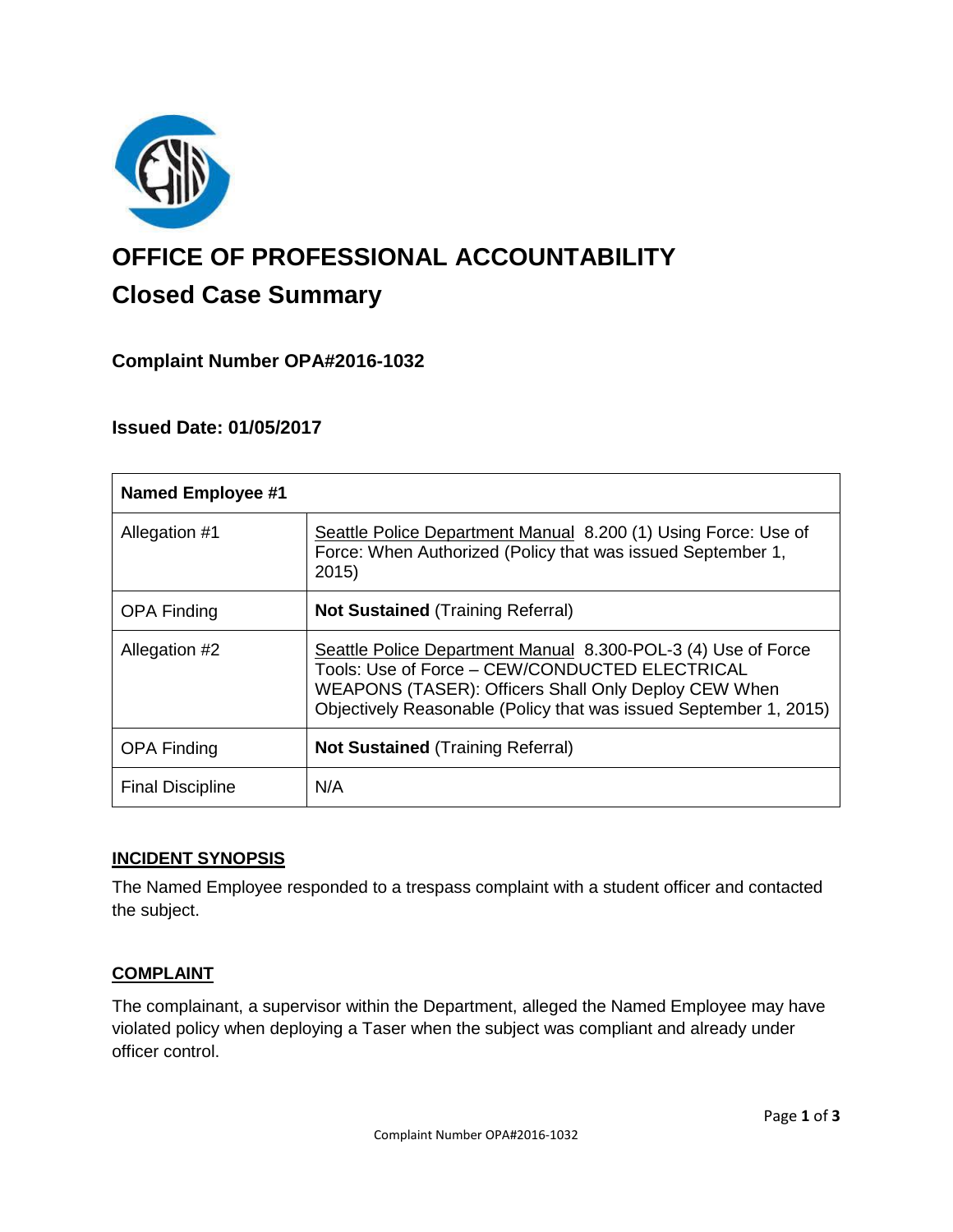# OFFICE OF PROFESSIONAL ACCOUNTABILITY

## Closed Case Summary

### Complaint Number OPA#2016-1032

### Issued Date: 01/05/2017

| Named Employee #1 | |
|---|---|
| Allegation #1 | Seattle Police Department Manual 8.200 (1) Using Force: Use of Force: When Authorized (Policy that was issued September 1, 2015) |
| OPA Finding | **Not Sustained** (Training Referral) |
| Allegation #2 | Seattle Police Department Manual 8.300-POL-3 (4) Use of Force Tools: Use of Force – CEW/CONDUCTED ELECTRICAL WEAPONS (TASER): Officers Shall Only Deploy CEW When Objectively Reasonable (Policy that was issued September 1, 2015) |
| OPA Finding | **Not Sustained** (Training Referral) |
| Final Discipline | N/A |

**INCIDENT SYNOPSIS**

The Named Employee responded to a trespass complaint with a student officer and contacted the subject.

**COMPLAINT**

The complainant, a supervisor within the Department, alleged the Named Employee may have violated policy when deploying a Taser when the subject was compliant and already under officer control.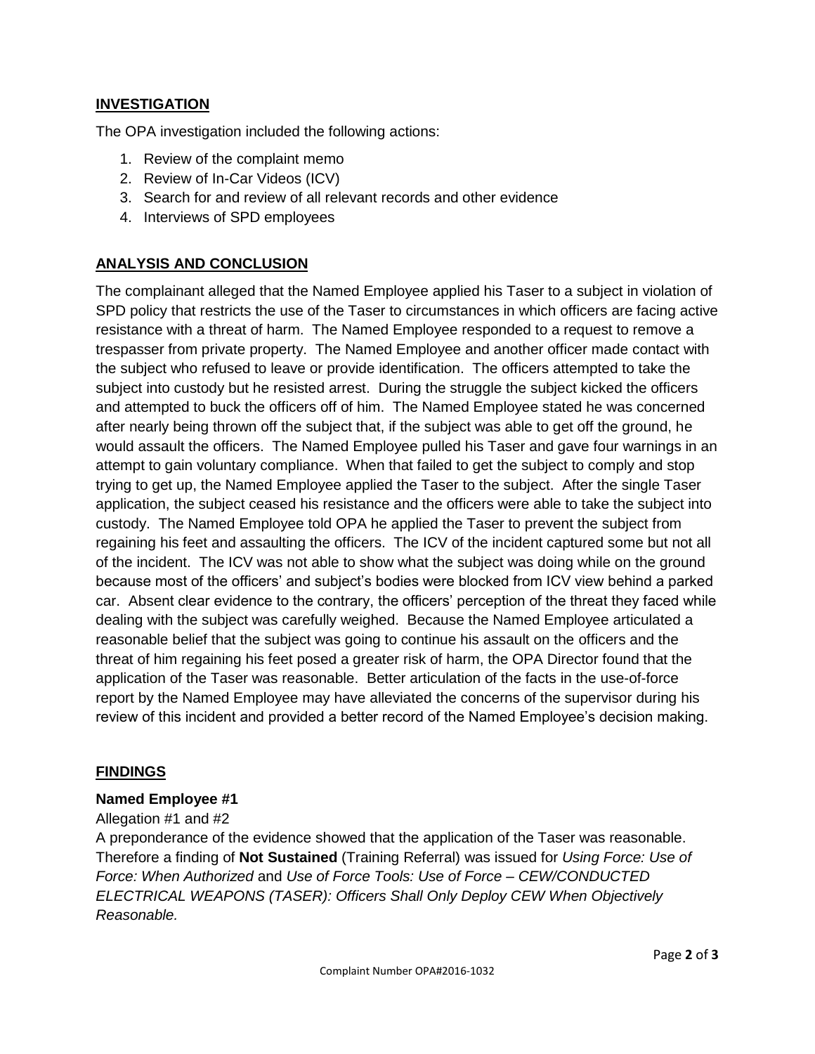## INVESTIGATION

The OPA investigation included the following actions:

1. Review of the complaint memo
2. Review of In-Car Videos (ICV)
3. Search for and review of all relevant records and other evidence
4. Interviews of SPD employees

## ANALYSIS AND CONCLUSION

The complainant alleged that the Named Employee applied his Taser to a subject in violation of SPD policy that restricts the use of the Taser to circumstances in which officers are facing active resistance with a threat of harm. The Named Employee responded to a request to remove a trespasser from private property. The Named Employee and another officer made contact with the subject who refused to leave or provide identification. The officers attempted to take the subject into custody but he resisted arrest. During the struggle the subject kicked the officers and attempted to buck the officers off of him. The Named Employee stated he was concerned after nearly being thrown off the subject that, if the subject was able to get off the ground, he would assault the officers. The Named Employee pulled his Taser and gave four warnings in an attempt to gain voluntary compliance. When that failed to get the subject to comply and stop trying to get up, the Named Employee applied the Taser to the subject. After the single Taser application, the subject ceased his resistance and the officers were able to take the subject into custody. The Named Employee told OPA he applied the Taser to prevent the subject from regaining his feet and assaulting the officers. The ICV of the incident captured some but not all of the incident. The ICV was not able to show what the subject was doing while on the ground because most of the officers' and subject's bodies were blocked from ICV view behind a parked car. Absent clear evidence to the contrary, the officers' perception of the threat they faced while dealing with the subject was carefully weighed. Because the Named Employee articulated a reasonable belief that the subject was going to continue his assault on the officers and the threat of him regaining his feet posed a greater risk of harm, the OPA Director found that the application of the Taser was reasonable. Better articulation of the facts in the use-of-force report by the Named Employee may have alleviated the concerns of the supervisor during his review of this incident and provided a better record of the Named Employee's decision making.

## FINDINGS

**Named Employee #1**

Allegation #1 and #2

A preponderance of the evidence showed that the application of the Taser was reasonable. Therefore a finding of **Not Sustained** (Training Referral) was issued for *Using Force: Use of Force: When Authorized* and *Use of Force Tools: Use of Force – CEW/CONDUCTED ELECTRICAL WEAPONS (TASER): Officers Shall Only Deploy CEW When Objectively Reasonable.*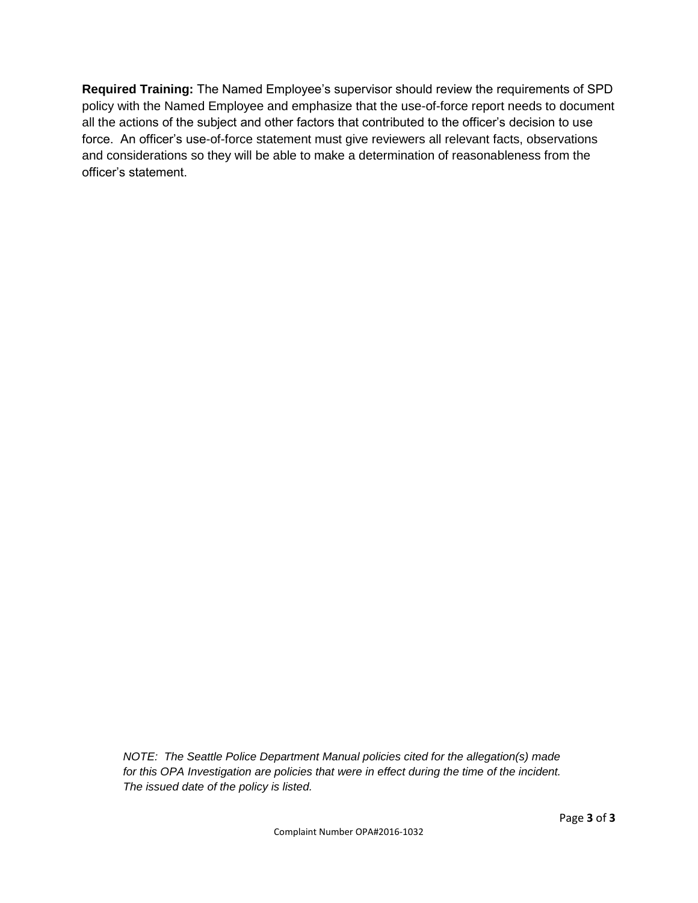**Required Training:** The Named Employee's supervisor should review the requirements of SPD policy with the Named Employee and emphasize that the use-of-force report needs to document all the actions of the subject and other factors that contributed to the officer's decision to use force. An officer's use-of-force statement must give reviewers all relevant facts, observations and considerations so they will be able to make a determination of reasonableness from the officer's statement.

*NOTE: The Seattle Police Department Manual policies cited for the allegation(s) made for this OPA Investigation are policies that were in effect during the time of the incident. The issued date of the policy is listed.*

Complaint Number OPA#2016-1032